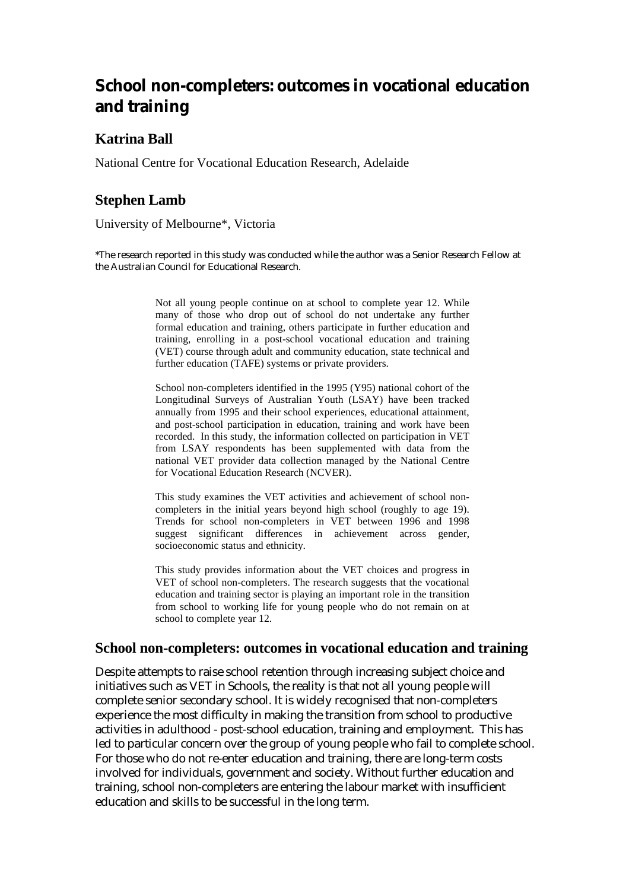# School non-completers: outcomes in vocational education and training

## Katrina Ball

National Centre for Vocational Education Research, Adelaide

## Stephen Lamb

University of Melbourne*, Victoria

*The research reported in this study was conducted while the author was a Senior Research Fellow at the Australian Council for Educational Research.

> Not all young people continue on at school to complete year 12. While many of those who drop out of school do not undertake any further formal education and training, others participate in further education and training, enrolling in a post-school vocational education and training (VET) course through adult and community education, state technical and further education (TAFE) systems or private providers.
>
> School non-completers identified in the 1995 (Y95) national cohort of the Longitudinal Surveys of Australian Youth (LSAY) have been tracked annually from 1995 and their school experiences, educational attainment, and post-school participation in education, training and work have been recorded. In this study, the information collected on participation in VET from LSAY respondents has been supplemented with data from the national VET provider data collection managed by the National Centre for Vocational Education Research (NCVER).
>
> This study examines the VET activities and achievement of school non-completers in the initial years beyond high school (roughly to age 19). Trends for school non-completers in VET between 1996 and 1998 suggest significant differences in achievement across gender, socioeconomic status and ethnicity.
>
> This study provides information about the VET choices and progress in VET of school non-completers. The research suggests that the vocational education and training sector is playing an important role in the transition from school to working life for young people who do not remain on at school to complete year 12.

## School non-completers: outcomes in vocational education and training

Despite attempts to raise school retention through increasing subject choice and initiatives such as VET in Schools, the reality is that not all young people will complete senior secondary school. It is widely recognised that non-completers experience the most difficulty in making the transition from school to productive activities in adulthood - post-school education, training and employment. This has led to particular concern over the group of young people who fail to complete school. For those who do not re-enter education and training, there are long-term costs involved for individuals, government and society. Without further education and training, school non-completers are entering the labour market with insufficient education and skills to be successful in the long term.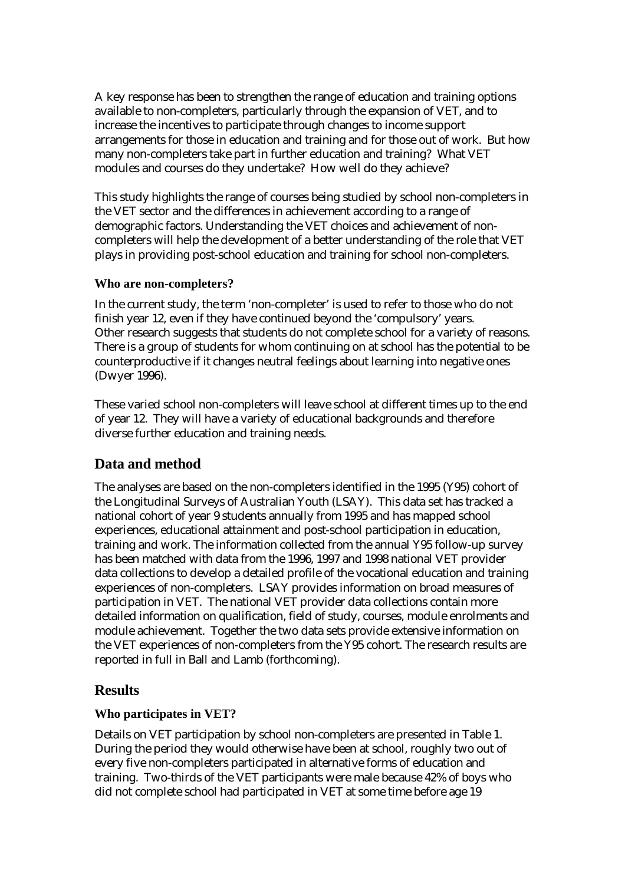A key response has been to strengthen the range of education and training options available to non-completers, particularly through the expansion of VET, and to increase the incentives to participate through changes to income support arrangements for those in education and training and for those out of work. But how many non-completers take part in further education and training? What VET modules and courses do they undertake? How well do they achieve?

This study highlights the range of courses being studied by school non-completers in the VET sector and the differences in achievement according to a range of demographic factors. Understanding the VET choices and achievement of non-completers will help the development of a better understanding of the role that VET plays in providing post-school education and training for school non-completers.

### Who are non-completers?

In the current study, the term 'non-completer' is used to refer to those who do not finish year 12, even if they have continued beyond the 'compulsory' years. Other research suggests that students do not complete school for a variety of reasons. There is a group of students for whom continuing on at school has the potential to be counterproductive if it changes neutral feelings about learning into negative ones (Dwyer 1996).

These varied school non-completers will leave school at different times up to the end of year 12. They will have a variety of educational backgrounds and therefore diverse further education and training needs.

## Data and method

The analyses are based on the non-completers identified in the 1995 (Y95) cohort of the Longitudinal Surveys of Australian Youth (LSAY). This data set has tracked a national cohort of year 9 students annually from 1995 and has mapped school experiences, educational attainment and post-school participation in education, training and work. The information collected from the annual Y95 follow-up survey has been matched with data from the 1996, 1997 and 1998 national VET provider data collections to develop a detailed profile of the vocational education and training experiences of non-completers. LSAY provides information on broad measures of participation in VET. The national VET provider data collections contain more detailed information on qualification, field of study, courses, module enrolments and module achievement. Together the two data sets provide extensive information on the VET experiences of non-completers from the Y95 cohort. The research results are reported in full in Ball and Lamb (forthcoming).

## Results

### Who participates in VET?

Details on VET participation by school non-completers are presented in Table 1. During the period they would otherwise have been at school, roughly two out of every five non-completers participated in alternative forms of education and training. Two-thirds of the VET participants were male because 42% of boys who did not complete school had participated in VET at some time before age 19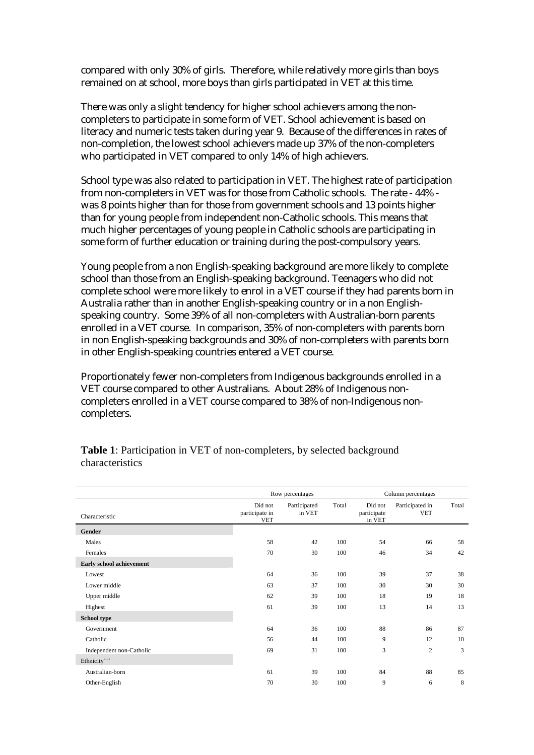compared with only 30% of girls. Therefore, while relatively more girls than boys remained on at school, more boys than girls participated in VET at this time.

There was only a slight tendency for higher school achievers among the non-completers to participate in some form of VET. School achievement is based on literacy and numeric tests taken during year 9. Because of the differences in rates of non-completion, the lowest school achievers made up 37% of the non-completers who participated in VET compared to only 14% of high achievers.

School type was also related to participation in VET. The highest rate of participation from non-completers in VET was for those from Catholic schools. The rate - 44% - was 8 points higher than for those from government schools and 13 points higher than for young people from independent non-Catholic schools. This means that much higher percentages of young people in Catholic schools are participating in some form of further education or training during the post-compulsory years.

Young people from a non English-speaking background are more likely to complete school than those from an English-speaking background. Teenagers who did not complete school were more likely to enrol in a VET course if they had parents born in Australia rather than in another English-speaking country or in a non English-speaking country. Some 39% of all non-completers with Australian-born parents enrolled in a VET course. In comparison, 35% of non-completers with parents born in non English-speaking backgrounds and 30% of non-completers with parents born in other English-speaking countries entered a VET course.

Proportionately fewer non-completers from Indigenous backgrounds enrolled in a VET course compared to other Australians. About 28% of Indigenous non-completers enrolled in a VET course compared to 38% of non-Indigenous non-completers.

**Table 1**: Participation in VET of non-completers, by selected background characteristics

| | Row percentages | | | Column percentages | | |
|---|---|---|---|---|---|---|
| Characteristic | Did not participate in VET | Participated in VET | Total | Did not participate in VET | Participated in VET | Total |
| **Gender** | | | | | | |
| Males | 58 | 42 | 100 | 54 | 66 | 58 |
| Females | 70 | 30 | 100 | 46 | 34 | 42 |
| **Early school achievement** | | | | | | |
| Lowest | 64 | 36 | 100 | 39 | 37 | 38 |
| Lower middle | 63 | 37 | 100 | 30 | 30 | 30 |
| Upper middle | 62 | 39 | 100 | 18 | 19 | 18 |
| Highest | 61 | 39 | 100 | 13 | 14 | 13 |
| **School type** | | | | | | |
| Government | 64 | 36 | 100 | 88 | 86 | 87 |
| Catholic | 56 | 44 | 100 | 9 | 12 | 10 |
| Independent non-Catholic | 69 | 31 | 100 | 3 | 2 | 3 |
| Ethnicity+++ | | | | | | |
| Australian-born | 61 | 39 | 100 | 84 | 88 | 85 |
| Other-English | 70 | 30 | 100 | 9 | 6 | 8 |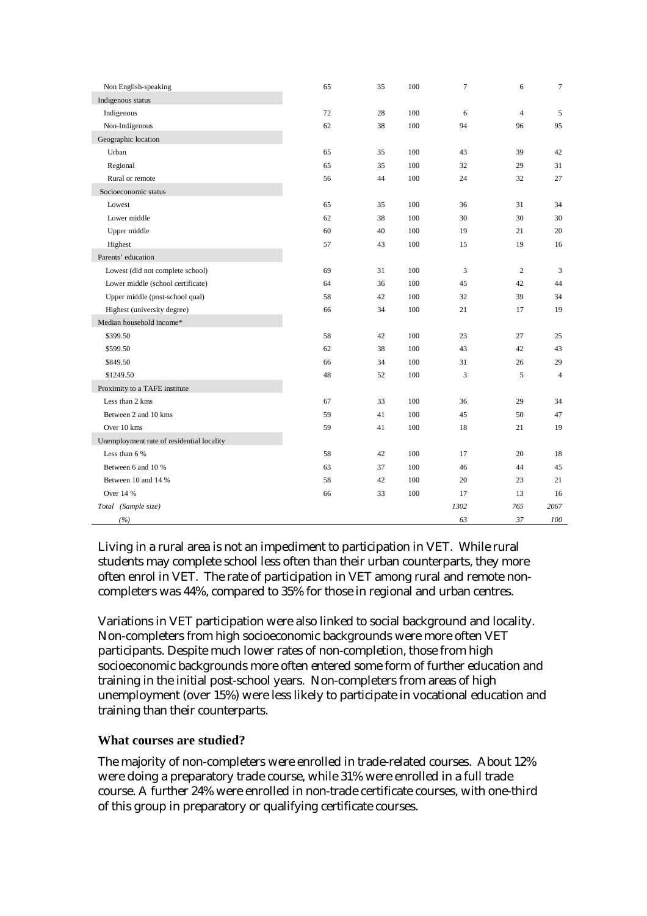| | | | | | | |
|---|---|---|---|---|---|---|
| Non English-speaking | 65 | 35 | 100 | 7 | 6 | 7 |
| Indigenous status | | | | | | |
| Indigenous | 72 | 28 | 100 | 6 | 4 | 5 |
| Non-Indigenous | 62 | 38 | 100 | 94 | 96 | 95 |
| Geographic location | | | | | | |
| Urban | 65 | 35 | 100 | 43 | 39 | 42 |
| Regional | 65 | 35 | 100 | 32 | 29 | 31 |
| Rural or remote | 56 | 44 | 100 | 24 | 32 | 27 |
| Socioeconomic status | | | | | | |
| Lowest | 65 | 35 | 100 | 36 | 31 | 34 |
| Lower middle | 62 | 38 | 100 | 30 | 30 | 30 |
| Upper middle | 60 | 40 | 100 | 19 | 21 | 20 |
| Highest | 57 | 43 | 100 | 15 | 19 | 16 |
| Parents' education | | | | | | |
| Lowest (did not complete school) | 69 | 31 | 100 | 3 | 2 | 3 |
| Lower middle (school certificate) | 64 | 36 | 100 | 45 | 42 | 44 |
| Upper middle (post-school qual) | 58 | 42 | 100 | 32 | 39 | 34 |
| Highest (university degree) | 66 | 34 | 100 | 21 | 17 | 19 |
| Median household income* | | | | | | |
| $399.50 | 58 | 42 | 100 | 23 | 27 | 25 |
| $599.50 | 62 | 38 | 100 | 43 | 42 | 43 |
| $849.50 | 66 | 34 | 100 | 31 | 26 | 29 |
| $1249.50 | 48 | 52 | 100 | 3 | 5 | 4 |
| Proximity to a TAFE institute | | | | | | |
| Less than 2 kms | 67 | 33 | 100 | 36 | 29 | 34 |
| Between 2 and 10 kms | 59 | 41 | 100 | 45 | 50 | 47 |
| Over 10 kms | 59 | 41 | 100 | 18 | 21 | 19 |
| Unemployment rate of residential locality | | | | | | |
| Less than 6 % | 58 | 42 | 100 | 17 | 20 | 18 |
| Between 6 and 10 % | 63 | 37 | 100 | 46 | 44 | 45 |
| Between 10 and 14 % | 58 | 42 | 100 | 20 | 23 | 21 |
| Over 14 % | 66 | 33 | 100 | 17 | 13 | 16 |
| *Total (Sample size)* | | | | *1302* | *765* | *2067* |
| *(%)* | | | | *63* | *37* | *100* |

Living in a rural area is not an impediment to participation in VET. While rural students may complete school less often than their urban counterparts, they more often enrol in VET. The rate of participation in VET among rural and remote non-completers was 44%, compared to 35% for those in regional and urban centres.

Variations in VET participation were also linked to social background and locality. Non-completers from high socioeconomic backgrounds were more often VET participants. Despite much lower rates of non-completion, those from high socioeconomic backgrounds more often entered some form of further education and training in the initial post-school years. Non-completers from areas of high unemployment (over 15%) were less likely to participate in vocational education and training than their counterparts.

### What courses are studied?

The majority of non-completers were enrolled in trade-related courses. About 12% were doing a preparatory trade course, while 31% were enrolled in a full trade course. A further 24% were enrolled in non-trade certificate courses, with one-third of this group in preparatory or qualifying certificate courses.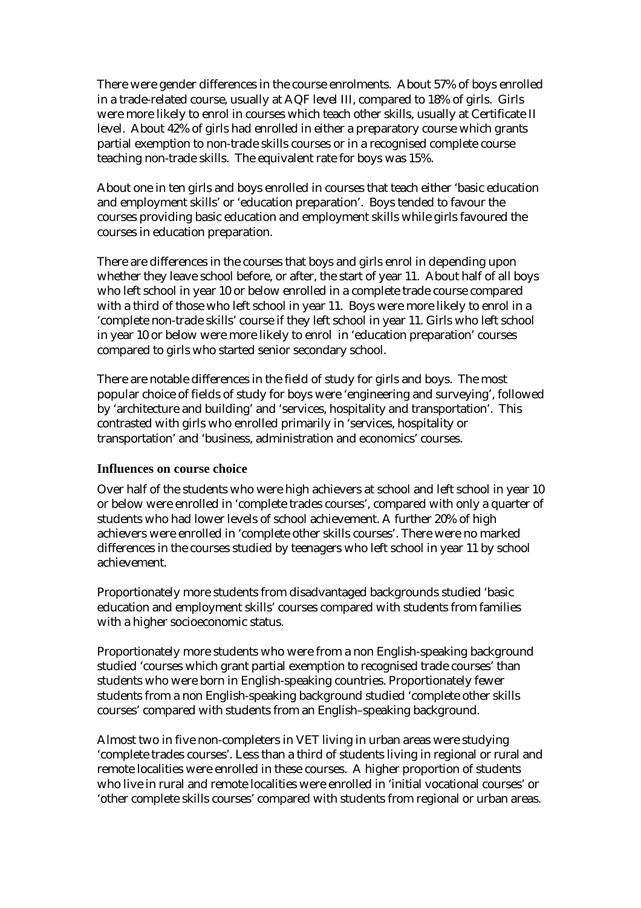There were gender differences in the course enrolments. About 57% of boys enrolled in a trade-related course, usually at AQF level III, compared to 18% of girls. Girls were more likely to enrol in courses which teach other skills, usually at Certificate II level. About 42% of girls had enrolled in either a preparatory course which grants partial exemption to non-trade skills courses or in a recognised complete course teaching non-trade skills. The equivalent rate for boys was 15%.

About one in ten girls and boys enrolled in courses that teach either 'basic education and employment skills' or 'education preparation'. Boys tended to favour the courses providing basic education and employment skills while girls favoured the courses in education preparation.

There are differences in the courses that boys and girls enrol in depending upon whether they leave school before, or after, the start of year 11. About half of all boys who left school in year 10 or below enrolled in a complete trade course compared with a third of those who left school in year 11. Boys were more likely to enrol in a 'complete non-trade skills' course if they left school in year 11. Girls who left school in year 10 or below were more likely to enrol in 'education preparation' courses compared to girls who started senior secondary school.

There are notable differences in the field of study for girls and boys. The most popular choice of fields of study for boys were 'engineering and surveying', followed by 'architecture and building' and 'services, hospitality and transportation'. This contrasted with girls who enrolled primarily in 'services, hospitality or transportation' and 'business, administration and economics' courses.

### Influences on course choice

Over half of the students who were high achievers at school and left school in year 10 or below were enrolled in 'complete trades courses', compared with only a quarter of students who had lower levels of school achievement. A further 20% of high achievers were enrolled in 'complete other skills courses'. There were no marked differences in the courses studied by teenagers who left school in year 11 by school achievement.

Proportionately more students from disadvantaged backgrounds studied 'basic education and employment skills' courses compared with students from families with a higher socioeconomic status.

Proportionately more students who were from a non English-speaking background studied 'courses which grant partial exemption to recognised trade courses' than students who were born in English-speaking countries. Proportionately fewer students from a non English-speaking background studied 'complete other skills courses' compared with students from an English–speaking background.

Almost two in five non-completers in VET living in urban areas were studying 'complete trades courses'. Less than a third of students living in regional or rural and remote localities were enrolled in these courses. A higher proportion of students who live in rural and remote localities were enrolled in 'initial vocational courses' or 'other complete skills courses' compared with students from regional or urban areas.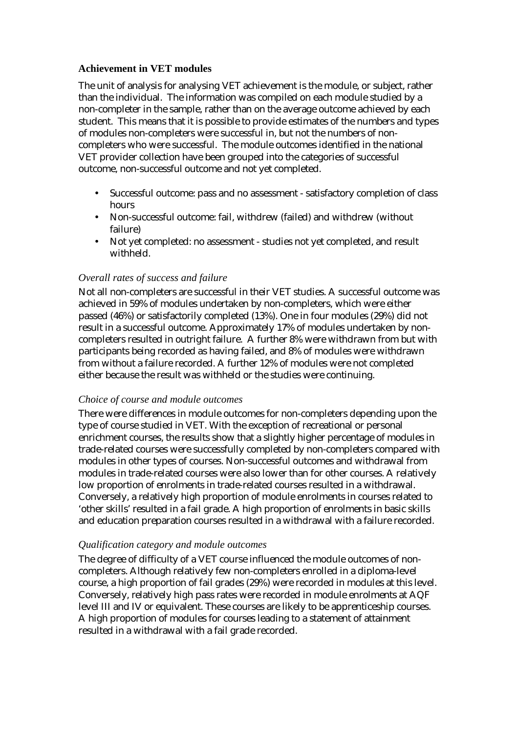### Achievement in VET modules

The unit of analysis for analysing VET achievement is the module, or subject, rather than the individual. The information was compiled on each module studied by a non-completer in the sample, rather than on the average outcome achieved by each student. This means that it is possible to provide estimates of the numbers and types of modules non-completers were successful in, but not the numbers of non-completers who were successful. The module outcomes identified in the national VET provider collection have been grouped into the categories of successful outcome, non-successful outcome and not yet completed.

- Successful outcome: pass and no assessment - satisfactory completion of class hours
- Non-successful outcome: fail, withdrew (failed) and withdrew (without failure)
- Not yet completed: no assessment - studies not yet completed, and result withheld.

#### *Overall rates of success and failure*

Not all non-completers are successful in their VET studies. A successful outcome was achieved in 59% of modules undertaken by non-completers, which were either passed (46%) or satisfactorily completed (13%). One in four modules (29%) did not result in a successful outcome. Approximately 17% of modules undertaken by non-completers resulted in outright failure. A further 8% were withdrawn from but with participants being recorded as having failed, and 8% of modules were withdrawn from without a failure recorded. A further 12% of modules were not completed either because the result was withheld or the studies were continuing.

#### *Choice of course and module outcomes*

There were differences in module outcomes for non-completers depending upon the type of course studied in VET. With the exception of recreational or personal enrichment courses, the results show that a slightly higher percentage of modules in trade-related courses were successfully completed by non-completers compared with modules in other types of courses. Non-successful outcomes and withdrawal from modules in trade-related courses were also lower than for other courses. A relatively low proportion of enrolments in trade-related courses resulted in a withdrawal. Conversely, a relatively high proportion of module enrolments in courses related to 'other skills' resulted in a fail grade. A high proportion of enrolments in basic skills and education preparation courses resulted in a withdrawal with a failure recorded.

#### *Qualification category and module outcomes*

The degree of difficulty of a VET course influenced the module outcomes of non-completers. Although relatively few non-completers enrolled in a diploma-level course, a high proportion of fail grades (29%) were recorded in modules at this level. Conversely, relatively high pass rates were recorded in module enrolments at AQF level III and IV or equivalent. These courses are likely to be apprenticeship courses. A high proportion of modules for courses leading to a statement of attainment resulted in a withdrawal with a fail grade recorded.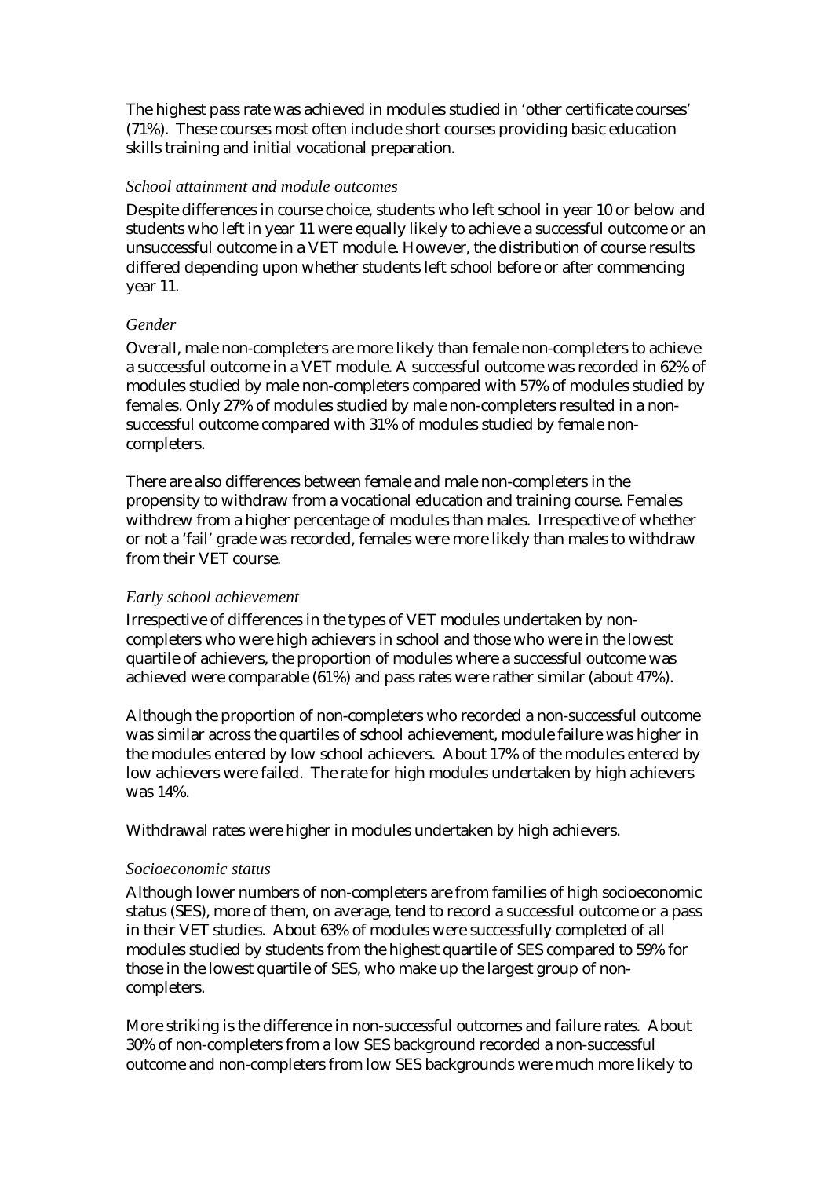The highest pass rate was achieved in modules studied in 'other certificate courses' (71%). These courses most often include short courses providing basic education skills training and initial vocational preparation.

### *School attainment and module outcomes*

Despite differences in course choice, students who left school in year 10 or below and students who left in year 11 were equally likely to achieve a successful outcome or an unsuccessful outcome in a VET module. However, the distribution of course results differed depending upon whether students left school before or after commencing year 11.

### *Gender*

Overall, male non-completers are more likely than female non-completers to achieve a successful outcome in a VET module. A successful outcome was recorded in 62% of modules studied by male non-completers compared with 57% of modules studied by females. Only 27% of modules studied by male non-completers resulted in a non-successful outcome compared with 31% of modules studied by female non-completers.

There are also differences between female and male non-completers in the propensity to withdraw from a vocational education and training course. Females withdrew from a higher percentage of modules than males. Irrespective of whether or not a 'fail' grade was recorded, females were more likely than males to withdraw from their VET course.

### *Early school achievement*

Irrespective of differences in the types of VET modules undertaken by non-completers who were high achievers in school and those who were in the lowest quartile of achievers, the proportion of modules where a successful outcome was achieved were comparable (61%) and pass rates were rather similar (about 47%).

Although the proportion of non-completers who recorded a non-successful outcome was similar across the quartiles of school achievement, module failure was higher in the modules entered by low school achievers. About 17% of the modules entered by low achievers were failed. The rate for high modules undertaken by high achievers was 14%.

Withdrawal rates were higher in modules undertaken by high achievers.

### *Socioeconomic status*

Although lower numbers of non-completers are from families of high socioeconomic status (SES), more of them, on average, tend to record a successful outcome or a pass in their VET studies. About 63% of modules were successfully completed of all modules studied by students from the highest quartile of SES compared to 59% for those in the lowest quartile of SES, who make up the largest group of non-completers.

More striking is the difference in non-successful outcomes and failure rates. About 30% of non-completers from a low SES background recorded a non-successful outcome and non-completers from low SES backgrounds were much more likely to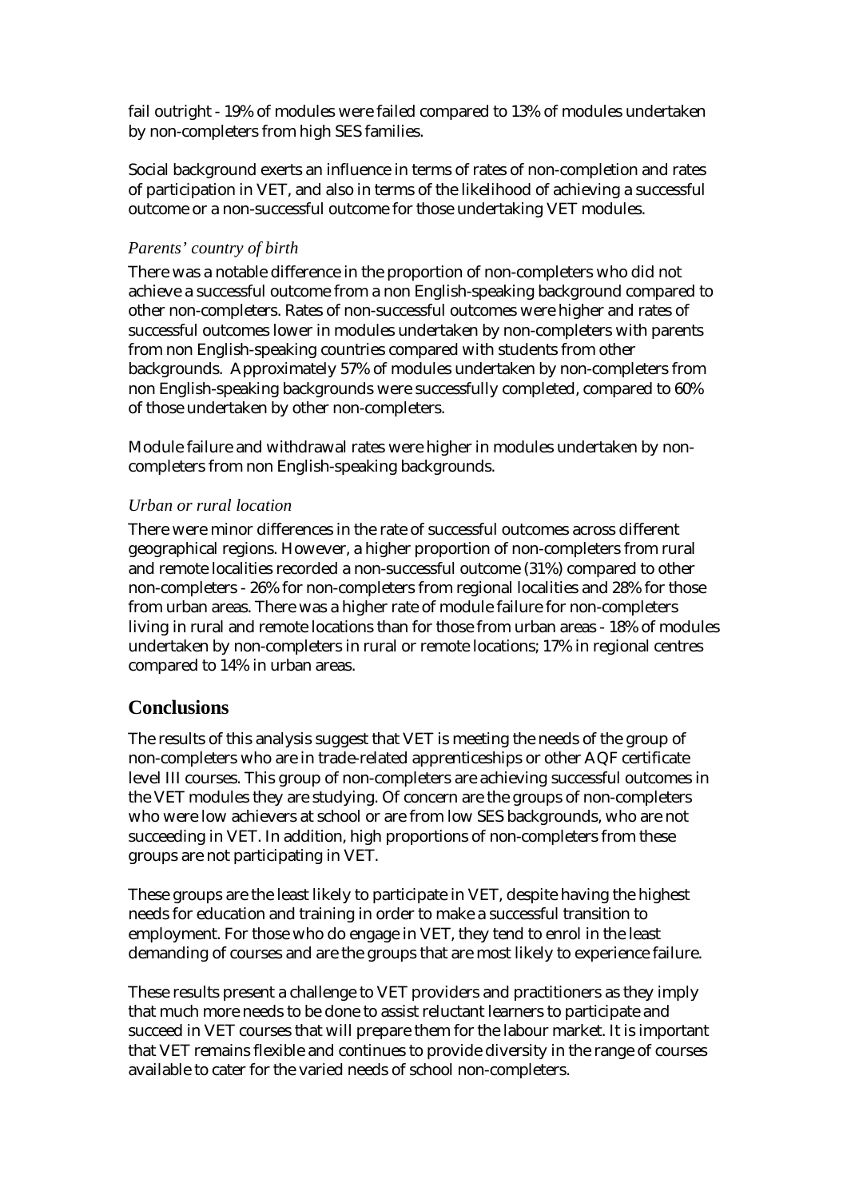fail outright - 19% of modules were failed compared to 13% of modules undertaken by non-completers from high SES families.

Social background exerts an influence in terms of rates of non-completion and rates of participation in VET, and also in terms of the likelihood of achieving a successful outcome or a non-successful outcome for those undertaking VET modules.

*Parents' country of birth*

There was a notable difference in the proportion of non-completers who did not achieve a successful outcome from a non English-speaking background compared to other non-completers. Rates of non-successful outcomes were higher and rates of successful outcomes lower in modules undertaken by non-completers with parents from non English-speaking countries compared with students from other backgrounds. Approximately 57% of modules undertaken by non-completers from non English-speaking backgrounds were successfully completed, compared to 60% of those undertaken by other non-completers.

Module failure and withdrawal rates were higher in modules undertaken by non-completers from non English-speaking backgrounds.

*Urban or rural location*

There were minor differences in the rate of successful outcomes across different geographical regions. However, a higher proportion of non-completers from rural and remote localities recorded a non-successful outcome (31%) compared to other non-completers - 26% for non-completers from regional localities and 28% for those from urban areas. There was a higher rate of module failure for non-completers living in rural and remote locations than for those from urban areas - 18% of modules undertaken by non-completers in rural or remote locations; 17% in regional centres compared to 14% in urban areas.

## Conclusions

The results of this analysis suggest that VET is meeting the needs of the group of non-completers who are in trade-related apprenticeships or other AQF certificate level III courses. This group of non-completers are achieving successful outcomes in the VET modules they are studying. Of concern are the groups of non-completers who were low achievers at school or are from low SES backgrounds, who are not succeeding in VET. In addition, high proportions of non-completers from these groups are not participating in VET.

These groups are the least likely to participate in VET, despite having the highest needs for education and training in order to make a successful transition to employment. For those who do engage in VET, they tend to enrol in the least demanding of courses and are the groups that are most likely to experience failure.

These results present a challenge to VET providers and practitioners as they imply that much more needs to be done to assist reluctant learners to participate and succeed in VET courses that will prepare them for the labour market. It is important that VET remains flexible and continues to provide diversity in the range of courses available to cater for the varied needs of school non-completers.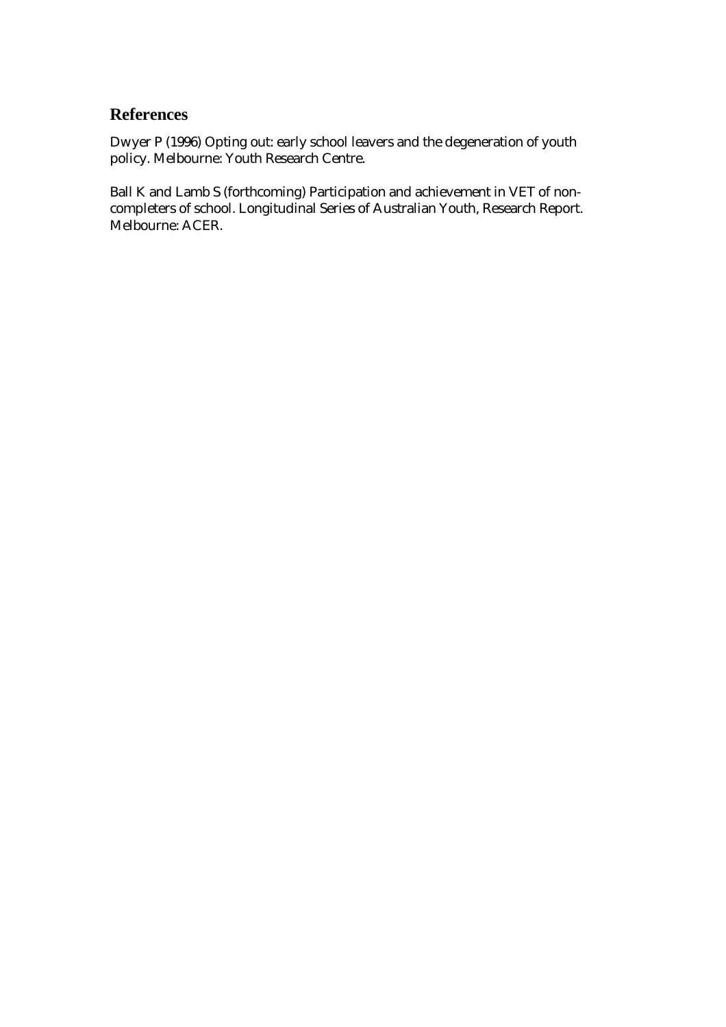## References

Dwyer P (1996) Opting out: early school leavers and the degeneration of youth policy. Melbourne: Youth Research Centre.

Ball K and Lamb S (forthcoming) Participation and achievement in VET of non-completers of school. Longitudinal Series of Australian Youth, Research Report. Melbourne: ACER.